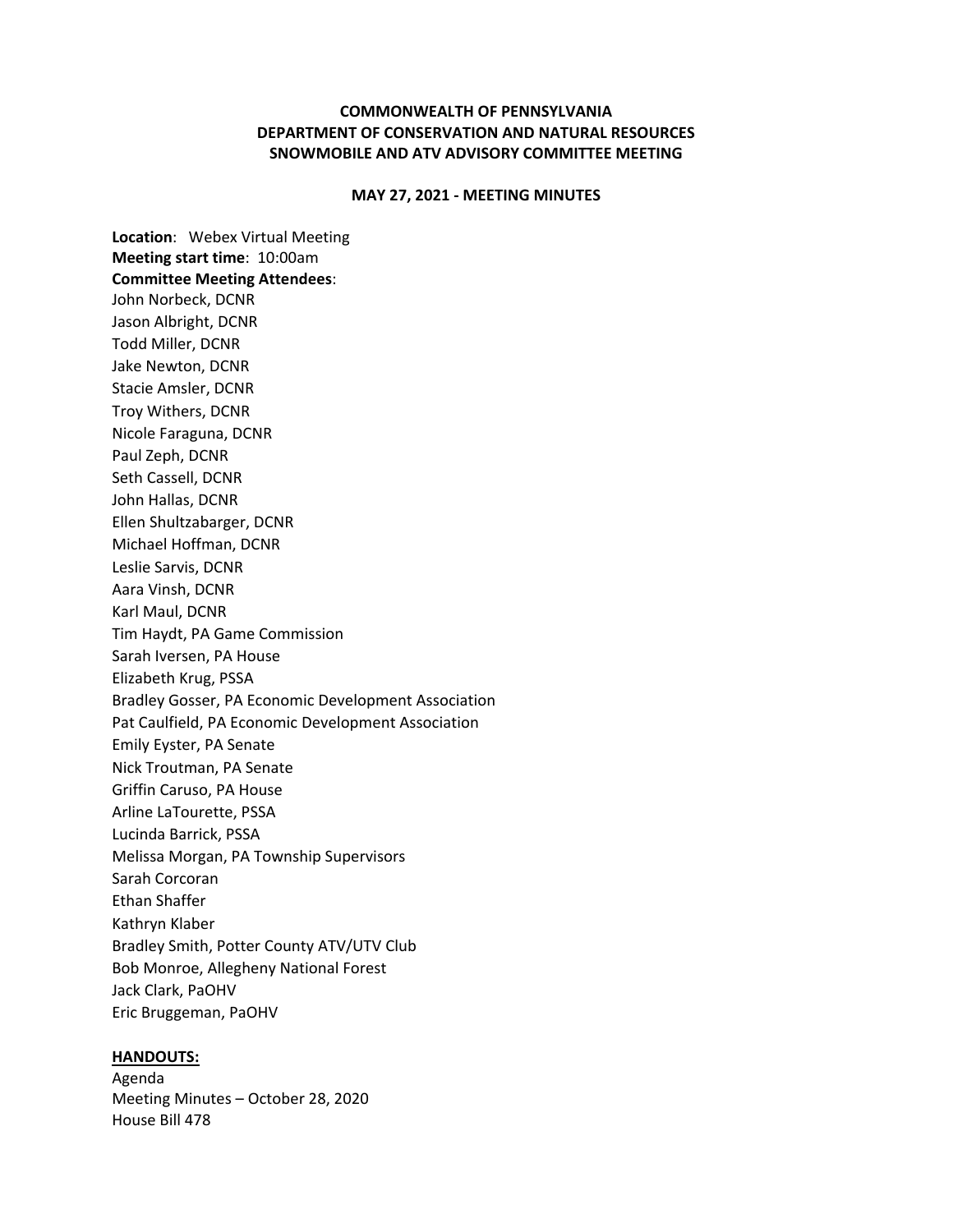**COMMONWEALTH OF PENNSYLVANIA**
**DEPARTMENT OF CONSERVATION AND NATURAL RESOURCES**
**SNOWMOBILE AND ATV ADVISORY COMMITTEE MEETING**

**MAY 27, 2021 - MEETING MINUTES**

**Location**: Webex Virtual Meeting
**Meeting start time**: 10:00am
**Committee Meeting Attendees**:
John Norbeck, DCNR
Jason Albright, DCNR
Todd Miller, DCNR
Jake Newton, DCNR
Stacie Amsler, DCNR
Troy Withers, DCNR
Nicole Faraguna, DCNR
Paul Zeph, DCNR
Seth Cassell, DCNR
John Hallas, DCNR
Ellen Shultzabarger, DCNR
Michael Hoffman, DCNR
Leslie Sarvis, DCNR
Aara Vinsh, DCNR
Karl Maul, DCNR
Tim Haydt, PA Game Commission
Sarah Iversen, PA House
Elizabeth Krug, PSSA
Bradley Gosser, PA Economic Development Association
Pat Caulfield, PA Economic Development Association
Emily Eyster, PA Senate
Nick Troutman, PA Senate
Griffin Caruso, PA House
Arline LaTourette, PSSA
Lucinda Barrick, PSSA
Melissa Morgan, PA Township Supervisors
Sarah Corcoran
Ethan Shaffer
Kathryn Klaber
Bradley Smith, Potter County ATV/UTV Club
Bob Monroe, Allegheny National Forest
Jack Clark, PaOHV
Eric Bruggeman, PaOHV

**HANDOUTS:**
Agenda
Meeting Minutes – October 28, 2020
House Bill 478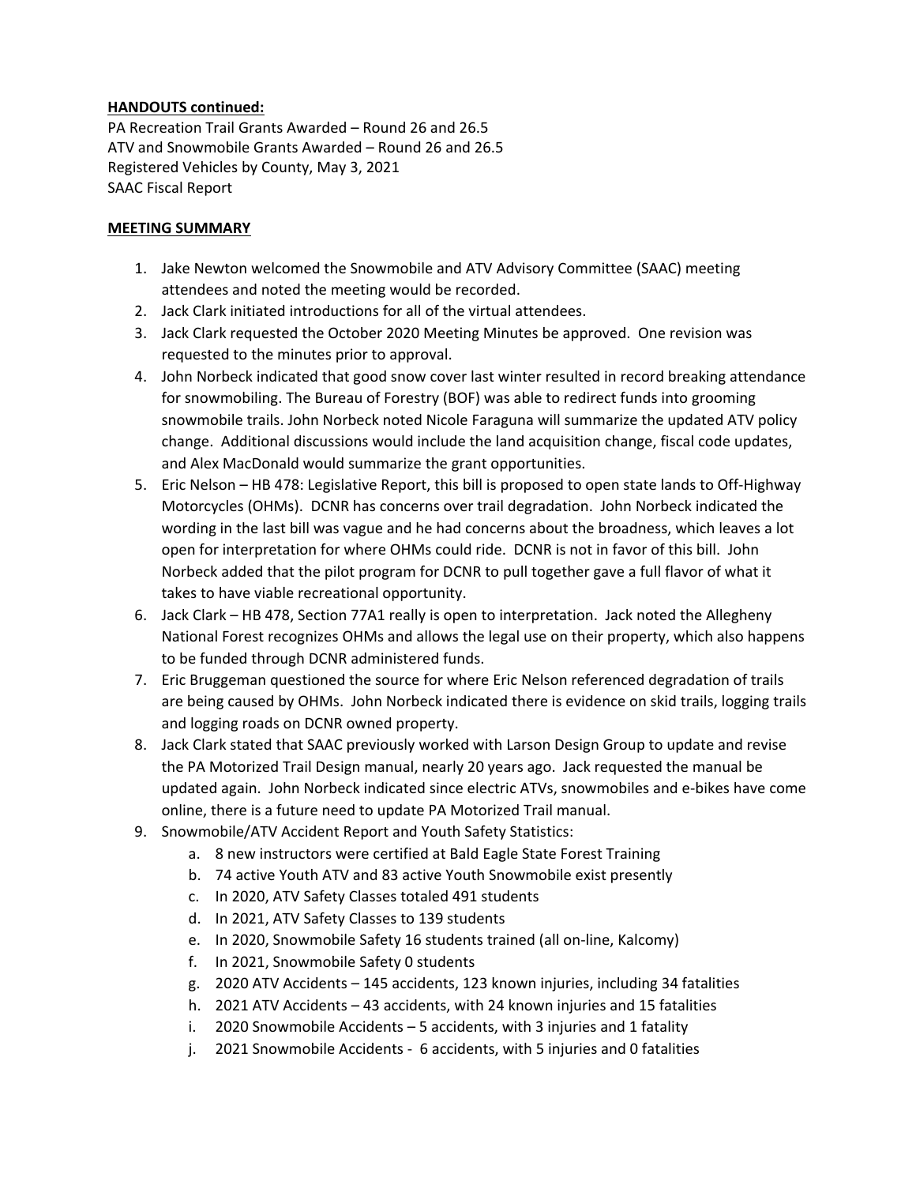**HANDOUTS continued:**

PA Recreation Trail Grants Awarded – Round 26 and 26.5
ATV and Snowmobile Grants Awarded – Round 26 and 26.5
Registered Vehicles by County, May 3, 2021
SAAC Fiscal Report

**MEETING SUMMARY**

1. Jake Newton welcomed the Snowmobile and ATV Advisory Committee (SAAC) meeting attendees and noted the meeting would be recorded.
2. Jack Clark initiated introductions for all of the virtual attendees.
3. Jack Clark requested the October 2020 Meeting Minutes be approved. One revision was requested to the minutes prior to approval.
4. John Norbeck indicated that good snow cover last winter resulted in record breaking attendance for snowmobiling. The Bureau of Forestry (BOF) was able to redirect funds into grooming snowmobile trails. John Norbeck noted Nicole Faraguna will summarize the updated ATV policy change. Additional discussions would include the land acquisition change, fiscal code updates, and Alex MacDonald would summarize the grant opportunities.
5. Eric Nelson – HB 478: Legislative Report, this bill is proposed to open state lands to Off-Highway Motorcycles (OHMs). DCNR has concerns over trail degradation. John Norbeck indicated the wording in the last bill was vague and he had concerns about the broadness, which leaves a lot open for interpretation for where OHMs could ride. DCNR is not in favor of this bill. John Norbeck added that the pilot program for DCNR to pull together gave a full flavor of what it takes to have viable recreational opportunity.
6. Jack Clark – HB 478, Section 77A1 really is open to interpretation. Jack noted the Allegheny National Forest recognizes OHMs and allows the legal use on their property, which also happens to be funded through DCNR administered funds.
7. Eric Bruggeman questioned the source for where Eric Nelson referenced degradation of trails are being caused by OHMs. John Norbeck indicated there is evidence on skid trails, logging trails and logging roads on DCNR owned property.
8. Jack Clark stated that SAAC previously worked with Larson Design Group to update and revise the PA Motorized Trail Design manual, nearly 20 years ago. Jack requested the manual be updated again. John Norbeck indicated since electric ATVs, snowmobiles and e-bikes have come online, there is a future need to update PA Motorized Trail manual.
9. Snowmobile/ATV Accident Report and Youth Safety Statistics:
    a. 8 new instructors were certified at Bald Eagle State Forest Training
    b. 74 active Youth ATV and 83 active Youth Snowmobile exist presently
    c. In 2020, ATV Safety Classes totaled 491 students
    d. In 2021, ATV Safety Classes to 139 students
    e. In 2020, Snowmobile Safety 16 students trained (all on-line, Kalcomy)
    f. In 2021, Snowmobile Safety 0 students
    g. 2020 ATV Accidents – 145 accidents, 123 known injuries, including 34 fatalities
    h. 2021 ATV Accidents – 43 accidents, with 24 known injuries and 15 fatalities
    i. 2020 Snowmobile Accidents – 5 accidents, with 3 injuries and 1 fatality
    j. 2021 Snowmobile Accidents - 6 accidents, with 5 injuries and 0 fatalities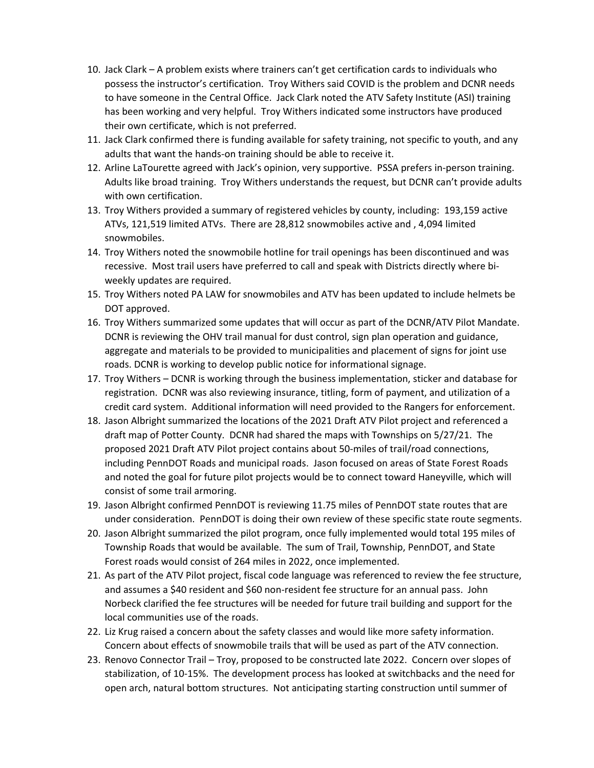10. Jack Clark – A problem exists where trainers can't get certification cards to individuals who possess the instructor's certification. Troy Withers said COVID is the problem and DCNR needs to have someone in the Central Office. Jack Clark noted the ATV Safety Institute (ASI) training has been working and very helpful. Troy Withers indicated some instructors have produced their own certificate, which is not preferred.
11. Jack Clark confirmed there is funding available for safety training, not specific to youth, and any adults that want the hands-on training should be able to receive it.
12. Arline LaTourette agreed with Jack's opinion, very supportive. PSSA prefers in-person training. Adults like broad training. Troy Withers understands the request, but DCNR can't provide adults with own certification.
13. Troy Withers provided a summary of registered vehicles by county, including: 193,159 active ATVs, 121,519 limited ATVs. There are 28,812 snowmobiles active and , 4,094 limited snowmobiles.
14. Troy Withers noted the snowmobile hotline for trail openings has been discontinued and was recessive. Most trail users have preferred to call and speak with Districts directly where bi-weekly updates are required.
15. Troy Withers noted PA LAW for snowmobiles and ATV has been updated to include helmets be DOT approved.
16. Troy Withers summarized some updates that will occur as part of the DCNR/ATV Pilot Mandate. DCNR is reviewing the OHV trail manual for dust control, sign plan operation and guidance, aggregate and materials to be provided to municipalities and placement of signs for joint use roads. DCNR is working to develop public notice for informational signage.
17. Troy Withers – DCNR is working through the business implementation, sticker and database for registration. DCNR was also reviewing insurance, titling, form of payment, and utilization of a credit card system. Additional information will need provided to the Rangers for enforcement.
18. Jason Albright summarized the locations of the 2021 Draft ATV Pilot project and referenced a draft map of Potter County. DCNR had shared the maps with Townships on 5/27/21. The proposed 2021 Draft ATV Pilot project contains about 50-miles of trail/road connections, including PennDOT Roads and municipal roads. Jason focused on areas of State Forest Roads and noted the goal for future pilot projects would be to connect toward Haneyville, which will consist of some trail armoring.
19. Jason Albright confirmed PennDOT is reviewing 11.75 miles of PennDOT state routes that are under consideration. PennDOT is doing their own review of these specific state route segments.
20. Jason Albright summarized the pilot program, once fully implemented would total 195 miles of Township Roads that would be available. The sum of Trail, Township, PennDOT, and State Forest roads would consist of 264 miles in 2022, once implemented.
21. As part of the ATV Pilot project, fiscal code language was referenced to review the fee structure, and assumes a $40 resident and $60 non-resident fee structure for an annual pass. John Norbeck clarified the fee structures will be needed for future trail building and support for the local communities use of the roads.
22. Liz Krug raised a concern about the safety classes and would like more safety information. Concern about effects of snowmobile trails that will be used as part of the ATV connection.
23. Renovo Connector Trail – Troy, proposed to be constructed late 2022. Concern over slopes of stabilization, of 10-15%. The development process has looked at switchbacks and the need for open arch, natural bottom structures. Not anticipating starting construction until summer of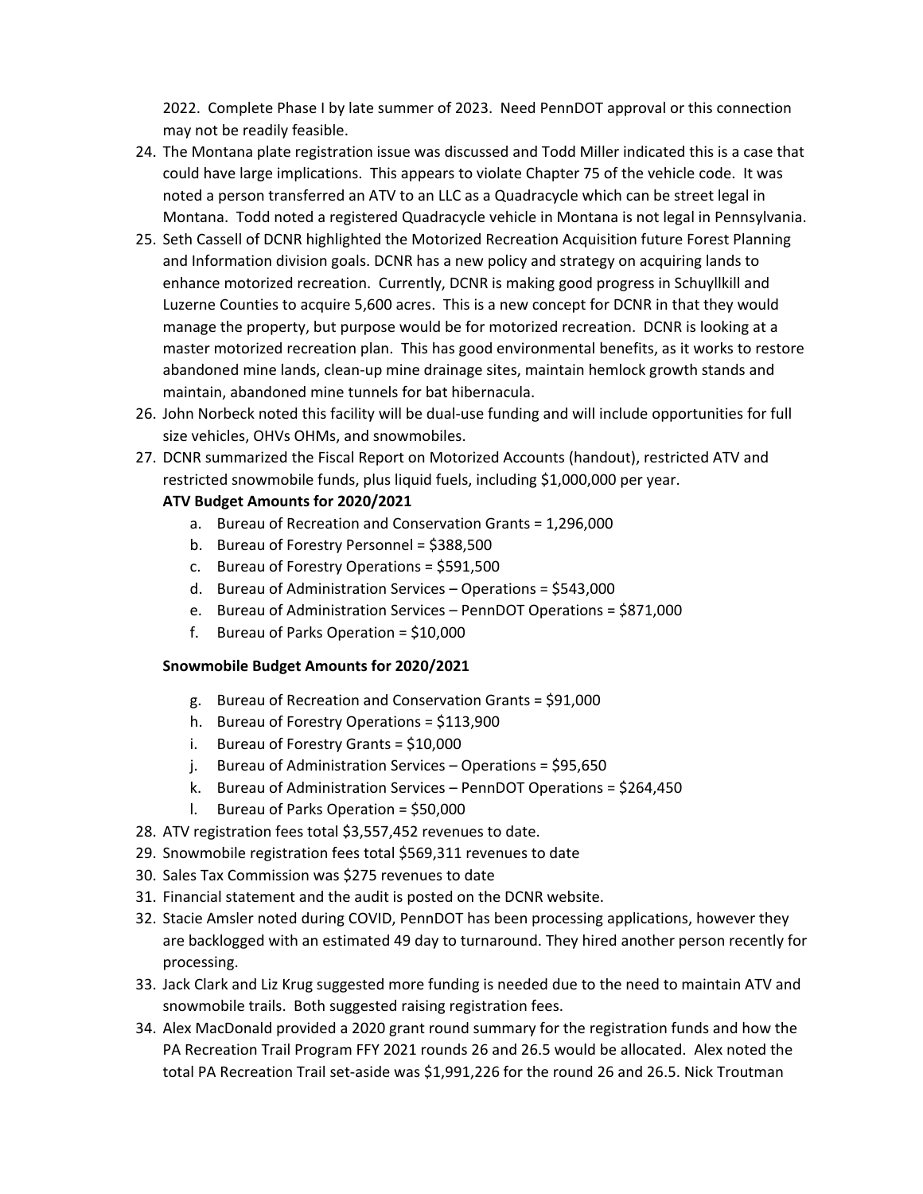2022. Complete Phase I by late summer of 2023. Need PennDOT approval or this connection may not be readily feasible.

24. The Montana plate registration issue was discussed and Todd Miller indicated this is a case that could have large implications. This appears to violate Chapter 75 of the vehicle code. It was noted a person transferred an ATV to an LLC as a Quadracycle which can be street legal in Montana. Todd noted a registered Quadracycle vehicle in Montana is not legal in Pennsylvania.
25. Seth Cassell of DCNR highlighted the Motorized Recreation Acquisition future Forest Planning and Information division goals. DCNR has a new policy and strategy on acquiring lands to enhance motorized recreation. Currently, DCNR is making good progress in Schuyllkill and Luzerne Counties to acquire 5,600 acres. This is a new concept for DCNR in that they would manage the property, but purpose would be for motorized recreation. DCNR is looking at a master motorized recreation plan. This has good environmental benefits, as it works to restore abandoned mine lands, clean-up mine drainage sites, maintain hemlock growth stands and maintain, abandoned mine tunnels for bat hibernacula.
26. John Norbeck noted this facility will be dual-use funding and will include opportunities for full size vehicles, OHVs OHMs, and snowmobiles.
27. DCNR summarized the Fiscal Report on Motorized Accounts (handout), restricted ATV and restricted snowmobile funds, plus liquid fuels, including $1,000,000 per year.

    **ATV Budget Amounts for 2020/2021**

    a. Bureau of Recreation and Conservation Grants = 1,296,000
    b. Bureau of Forestry Personnel = $388,500
    c. Bureau of Forestry Operations = $591,500
    d. Bureau of Administration Services – Operations = $543,000
    e. Bureau of Administration Services – PennDOT Operations = $871,000
    f. Bureau of Parks Operation = $10,000

    **Snowmobile Budget Amounts for 2020/2021**

    g. Bureau of Recreation and Conservation Grants = $91,000
    h. Bureau of Forestry Operations = $113,900
    i. Bureau of Forestry Grants = $10,000
    j. Bureau of Administration Services – Operations = $95,650
    k. Bureau of Administration Services – PennDOT Operations = $264,450
    l. Bureau of Parks Operation = $50,000

28. ATV registration fees total $3,557,452 revenues to date.
29. Snowmobile registration fees total $569,311 revenues to date
30. Sales Tax Commission was $275 revenues to date
31. Financial statement and the audit is posted on the DCNR website.
32. Stacie Amsler noted during COVID, PennDOT has been processing applications, however they are backlogged with an estimated 49 day to turnaround. They hired another person recently for processing.
33. Jack Clark and Liz Krug suggested more funding is needed due to the need to maintain ATV and snowmobile trails. Both suggested raising registration fees.
34. Alex MacDonald provided a 2020 grant round summary for the registration funds and how the PA Recreation Trail Program FFY 2021 rounds 26 and 26.5 would be allocated. Alex noted the total PA Recreation Trail set-aside was $1,991,226 for the round 26 and 26.5. Nick Troutman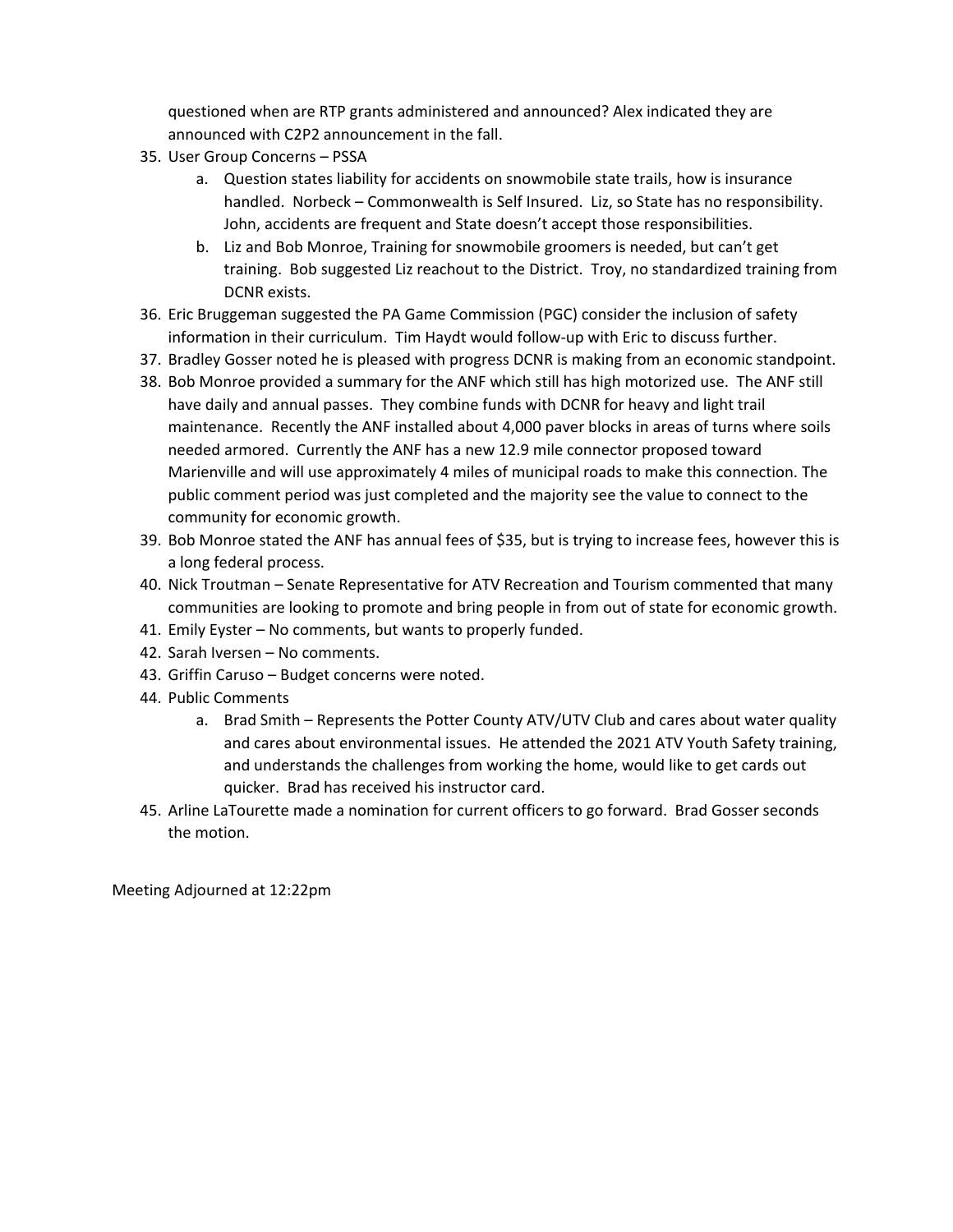questioned when are RTP grants administered and announced? Alex indicated they are announced with C2P2 announcement in the fall.

35. User Group Concerns – PSSA
    a. Question states liability for accidents on snowmobile state trails, how is insurance handled. Norbeck – Commonwealth is Self Insured. Liz, so State has no responsibility. John, accidents are frequent and State doesn't accept those responsibilities.
    b. Liz and Bob Monroe, Training for snowmobile groomers is needed, but can't get training. Bob suggested Liz reachout to the District. Troy, no standardized training from DCNR exists.
36. Eric Bruggeman suggested the PA Game Commission (PGC) consider the inclusion of safety information in their curriculum. Tim Haydt would follow-up with Eric to discuss further.
37. Bradley Gosser noted he is pleased with progress DCNR is making from an economic standpoint.
38. Bob Monroe provided a summary for the ANF which still has high motorized use. The ANF still have daily and annual passes. They combine funds with DCNR for heavy and light trail maintenance. Recently the ANF installed about 4,000 paver blocks in areas of turns where soils needed armored. Currently the ANF has a new 12.9 mile connector proposed toward Marienville and will use approximately 4 miles of municipal roads to make this connection. The public comment period was just completed and the majority see the value to connect to the community for economic growth.
39. Bob Monroe stated the ANF has annual fees of $35, but is trying to increase fees, however this is a long federal process.
40. Nick Troutman – Senate Representative for ATV Recreation and Tourism commented that many communities are looking to promote and bring people in from out of state for economic growth.
41. Emily Eyster – No comments, but wants to properly funded.
42. Sarah Iversen – No comments.
43. Griffin Caruso – Budget concerns were noted.
44. Public Comments
    a. Brad Smith – Represents the Potter County ATV/UTV Club and cares about water quality and cares about environmental issues. He attended the 2021 ATV Youth Safety training, and understands the challenges from working the home, would like to get cards out quicker. Brad has received his instructor card.
45. Arline LaTourette made a nomination for current officers to go forward. Brad Gosser seconds the motion.

Meeting Adjourned at 12:22pm